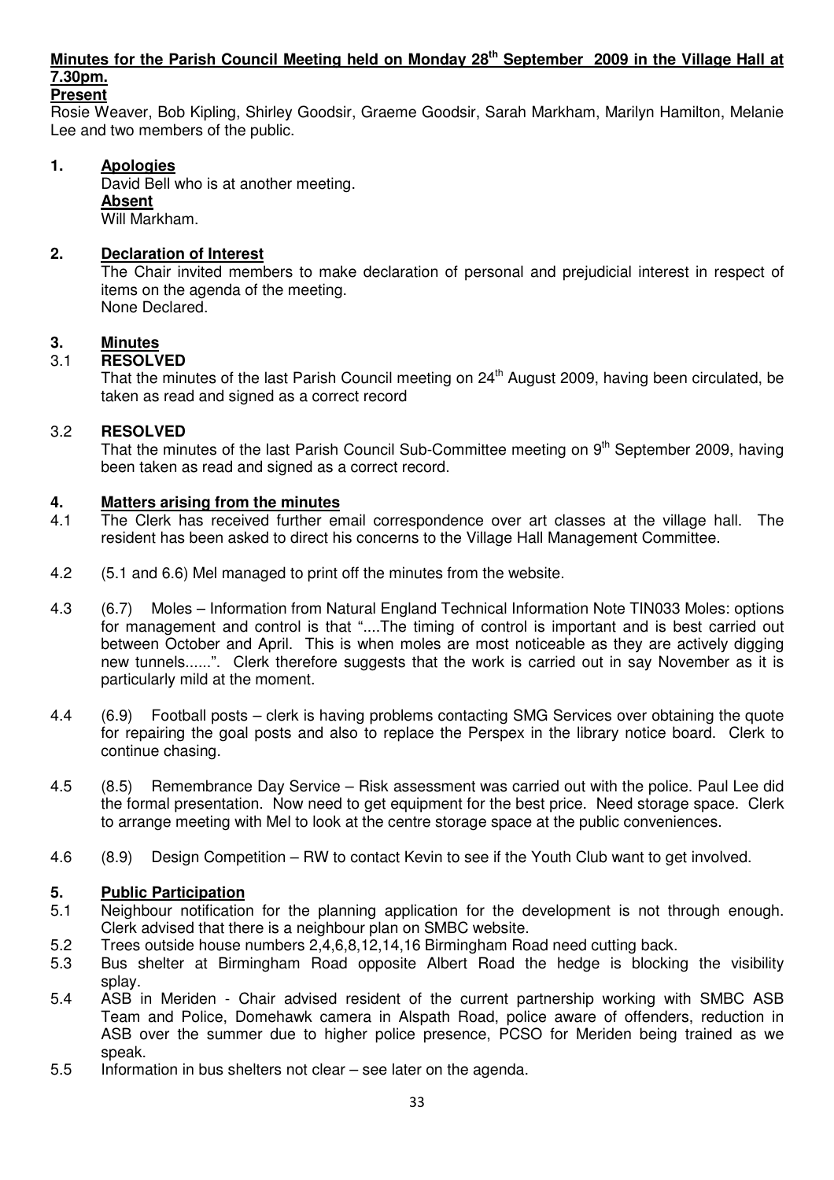## Minutes for the Parish Council Meeting held on Monday 28th September 2009 in the Village Hall at 7.30pm.

**Present**

Rosie Weaver, Bob Kipling, Shirley Goodsir, Graeme Goodsir, Sarah Markham, Marilyn Hamilton, Melanie Lee and two members of the public.

### 1. Apologies

David Bell who is at another meeting.

**Absent**

Will Markham.

### 2. Declaration of Interest

The Chair invited members to make declaration of personal and prejudicial interest in respect of items on the agenda of the meeting.

None Declared.

### 3. Minutes

3.1 **RESOLVED**

That the minutes of the last Parish Council meeting on 24th August 2009, having been circulated, be taken as read and signed as a correct record

3.2 **RESOLVED**

That the minutes of the last Parish Council Sub-Committee meeting on 9th September 2009, having been taken as read and signed as a correct record.

### 4. Matters arising from the minutes

4.1 The Clerk has received further email correspondence over art classes at the village hall. The resident has been asked to direct his concerns to the Village Hall Management Committee.

4.2 (5.1 and 6.6) Mel managed to print off the minutes from the website.

4.3 (6.7) Moles – Information from Natural England Technical Information Note TIN033 Moles: options for management and control is that "....The timing of control is important and is best carried out between October and April. This is when moles are most noticeable as they are actively digging new tunnels......". Clerk therefore suggests that the work is carried out in say November as it is particularly mild at the moment.

4.4 (6.9) Football posts – clerk is having problems contacting SMG Services over obtaining the quote for repairing the goal posts and also to replace the Perspex in the library notice board. Clerk to continue chasing.

4.5 (8.5) Remembrance Day Service – Risk assessment was carried out with the police. Paul Lee did the formal presentation. Now need to get equipment for the best price. Need storage space. Clerk to arrange meeting with Mel to look at the centre storage space at the public conveniences.

4.6 (8.9) Design Competition – RW to contact Kevin to see if the Youth Club want to get involved.

### 5. Public Participation

5.1 Neighbour notification for the planning application for the development is not through enough. Clerk advised that there is a neighbour plan on SMBC website.

5.2 Trees outside house numbers 2,4,6,8,12,14,16 Birmingham Road need cutting back.

5.3 Bus shelter at Birmingham Road opposite Albert Road the hedge is blocking the visibility splay.

5.4 ASB in Meriden - Chair advised resident of the current partnership working with SMBC ASB Team and Police, Domehawk camera in Alspath Road, police aware of offenders, reduction in ASB over the summer due to higher police presence, PCSO for Meriden being trained as we speak.

5.5 Information in bus shelters not clear – see later on the agenda.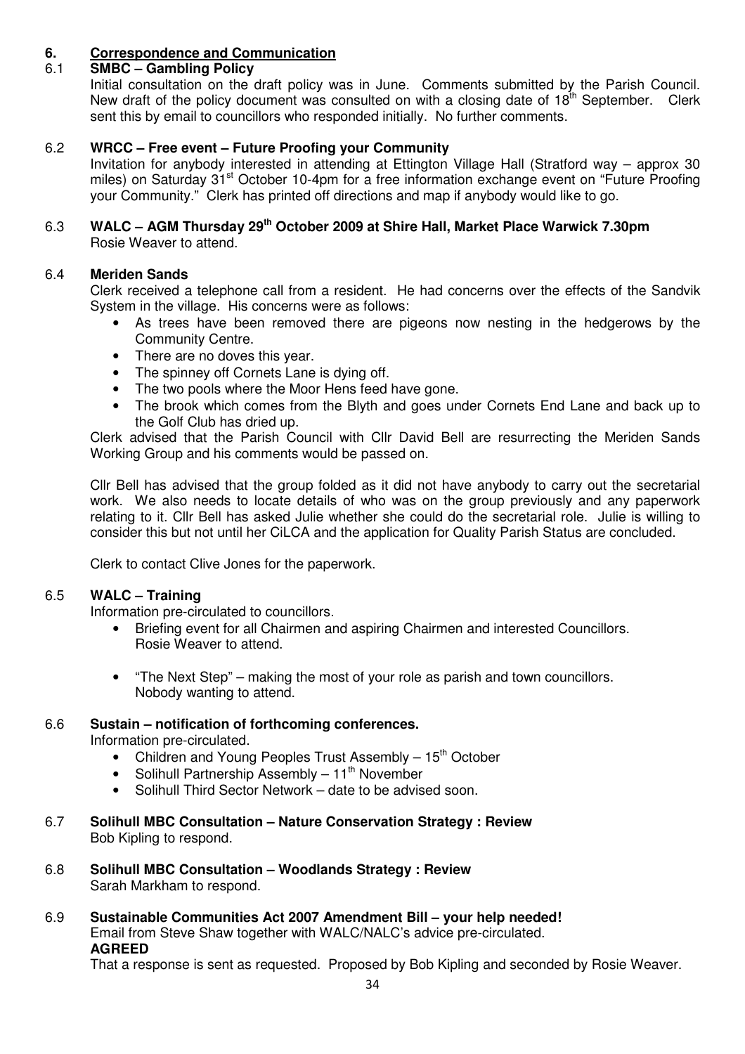## 6. Correspondence and Communication

### 6.1 SMBC – Gambling Policy

Initial consultation on the draft policy was in June. Comments submitted by the Parish Council. New draft of the policy document was consulted on with a closing date of 18th September. Clerk sent this by email to councillors who responded initially. No further comments.

### 6.2 WRCC – Free event – Future Proofing your Community

Invitation for anybody interested in attending at Ettington Village Hall (Stratford way – approx 30 miles) on Saturday 31st October 10-4pm for a free information exchange event on "Future Proofing your Community." Clerk has printed off directions and map if anybody would like to go.

### 6.3 WALC – AGM Thursday 29th October 2009 at Shire Hall, Market Place Warwick 7.30pm

Rosie Weaver to attend.

### 6.4 Meriden Sands

Clerk received a telephone call from a resident. He had concerns over the effects of the Sandvik System in the village. His concerns were as follows:

- As trees have been removed there are pigeons now nesting in the hedgerows by the Community Centre.
- There are no doves this year.
- The spinney off Cornets Lane is dying off.
- The two pools where the Moor Hens feed have gone.
- The brook which comes from the Blyth and goes under Cornets End Lane and back up to the Golf Club has dried up.

Clerk advised that the Parish Council with Cllr David Bell are resurrecting the Meriden Sands Working Group and his comments would be passed on.

Cllr Bell has advised that the group folded as it did not have anybody to carry out the secretarial work. We also needs to locate details of who was on the group previously and any paperwork relating to it. Cllr Bell has asked Julie whether she could do the secretarial role. Julie is willing to consider this but not until her CiLCA and the application for Quality Parish Status are concluded.

Clerk to contact Clive Jones for the paperwork.

### 6.5 WALC – Training

Information pre-circulated to councillors.

- Briefing event for all Chairmen and aspiring Chairmen and interested Councillors.
  Rosie Weaver to attend.

- "The Next Step" – making the most of your role as parish and town councillors.
  Nobody wanting to attend.

### 6.6 Sustain – notification of forthcoming conferences.

Information pre-circulated.

- Children and Young Peoples Trust Assembly – 15th October
- Solihull Partnership Assembly – 11th November
- Solihull Third Sector Network – date to be advised soon.

### 6.7 Solihull MBC Consultation – Nature Conservation Strategy : Review

Bob Kipling to respond.

### 6.8 Solihull MBC Consultation – Woodlands Strategy : Review

Sarah Markham to respond.

### 6.9 Sustainable Communities Act 2007 Amendment Bill – your help needed!

Email from Steve Shaw together with WALC/NALC's advice pre-circulated.

**AGREED**

That a response is sent as requested. Proposed by Bob Kipling and seconded by Rosie Weaver.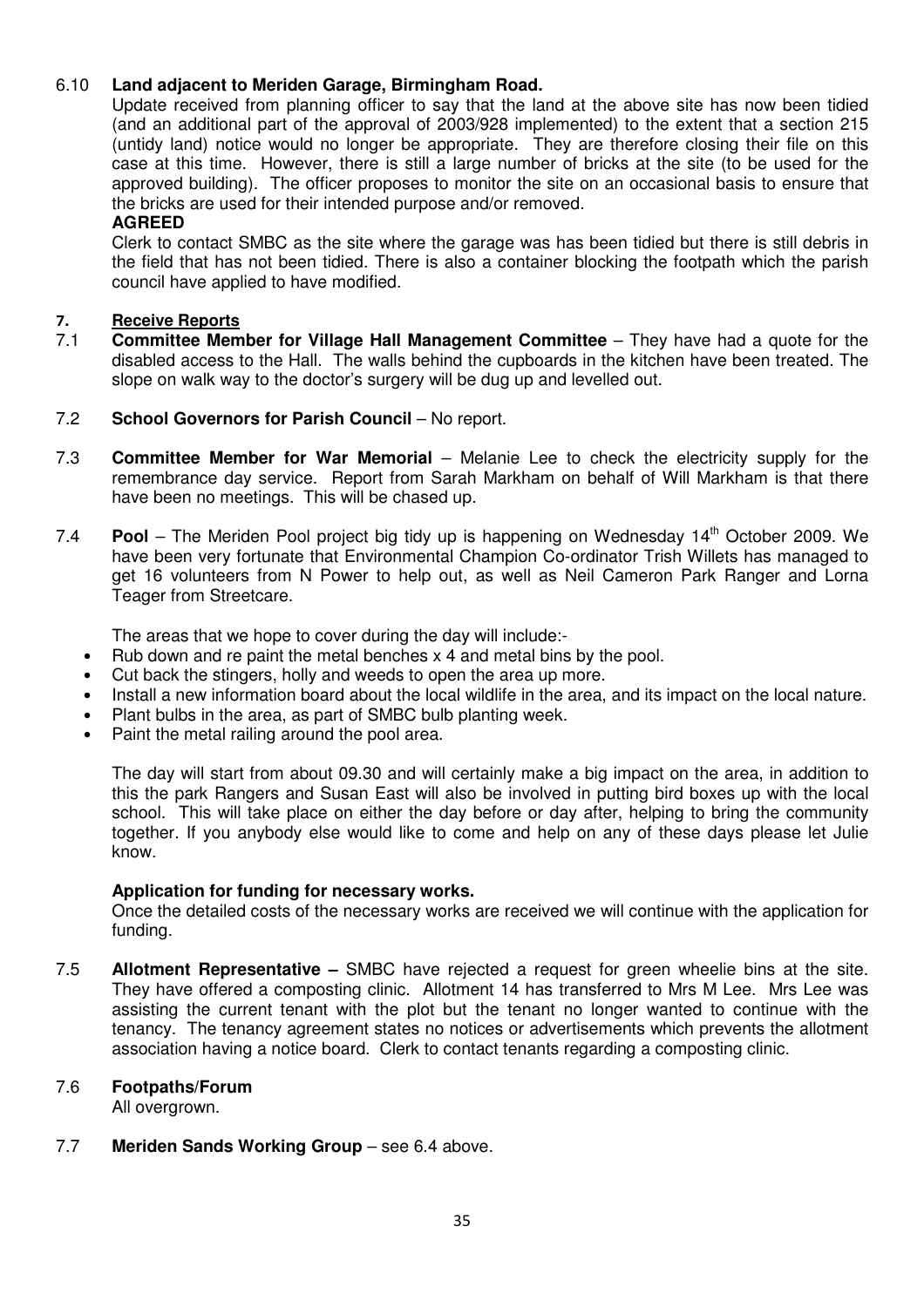6.10 **Land adjacent to Meriden Garage, Birmingham Road.**

Update received from planning officer to say that the land at the above site has now been tidied (and an additional part of the approval of 2003/928 implemented) to the extent that a section 215 (untidy land) notice would no longer be appropriate. They are therefore closing their file on this case at this time. However, there is still a large number of bricks at the site (to be used for the approved building). The officer proposes to monitor the site on an occasional basis to ensure that the bricks are used for their intended purpose and/or removed.

**AGREED**

Clerk to contact SMBC as the site where the garage was has been tidied but there is still debris in the field that has not been tidied. There is also a container blocking the footpath which the parish council have applied to have modified.

**7. Receive Reports**

7.1 **Committee Member for Village Hall Management Committee** – They have had a quote for the disabled access to the Hall. The walls behind the cupboards in the kitchen have been treated. The slope on walk way to the doctor's surgery will be dug up and levelled out.

7.2 **School Governors for Parish Council** – No report.

7.3 **Committee Member for War Memorial** – Melanie Lee to check the electricity supply for the remembrance day service. Report from Sarah Markham on behalf of Will Markham is that there have been no meetings. This will be chased up.

7.4 **Pool** – The Meriden Pool project big tidy up is happening on Wednesday 14th October 2009. We have been very fortunate that Environmental Champion Co-ordinator Trish Willets has managed to get 16 volunteers from N Power to help out, as well as Neil Cameron Park Ranger and Lorna Teager from Streetcare.

The areas that we hope to cover during the day will include:-

- Rub down and re paint the metal benches x 4 and metal bins by the pool.
- Cut back the stingers, holly and weeds to open the area up more.
- Install a new information board about the local wildlife in the area, and its impact on the local nature.
- Plant bulbs in the area, as part of SMBC bulb planting week.
- Paint the metal railing around the pool area.

The day will start from about 09.30 and will certainly make a big impact on the area, in addition to this the park Rangers and Susan East will also be involved in putting bird boxes up with the local school. This will take place on either the day before or day after, helping to bring the community together. If you anybody else would like to come and help on any of these days please let Julie know.

**Application for funding for necessary works.**

Once the detailed costs of the necessary works are received we will continue with the application for funding.

7.5 **Allotment Representative –** SMBC have rejected a request for green wheelie bins at the site. They have offered a composting clinic. Allotment 14 has transferred to Mrs M Lee. Mrs Lee was assisting the current tenant with the plot but the tenant no longer wanted to continue with the tenancy. The tenancy agreement states no notices or advertisements which prevents the allotment association having a notice board. Clerk to contact tenants regarding a composting clinic.

7.6 **Footpaths/Forum**

All overgrown.

7.7 **Meriden Sands Working Group** – see 6.4 above.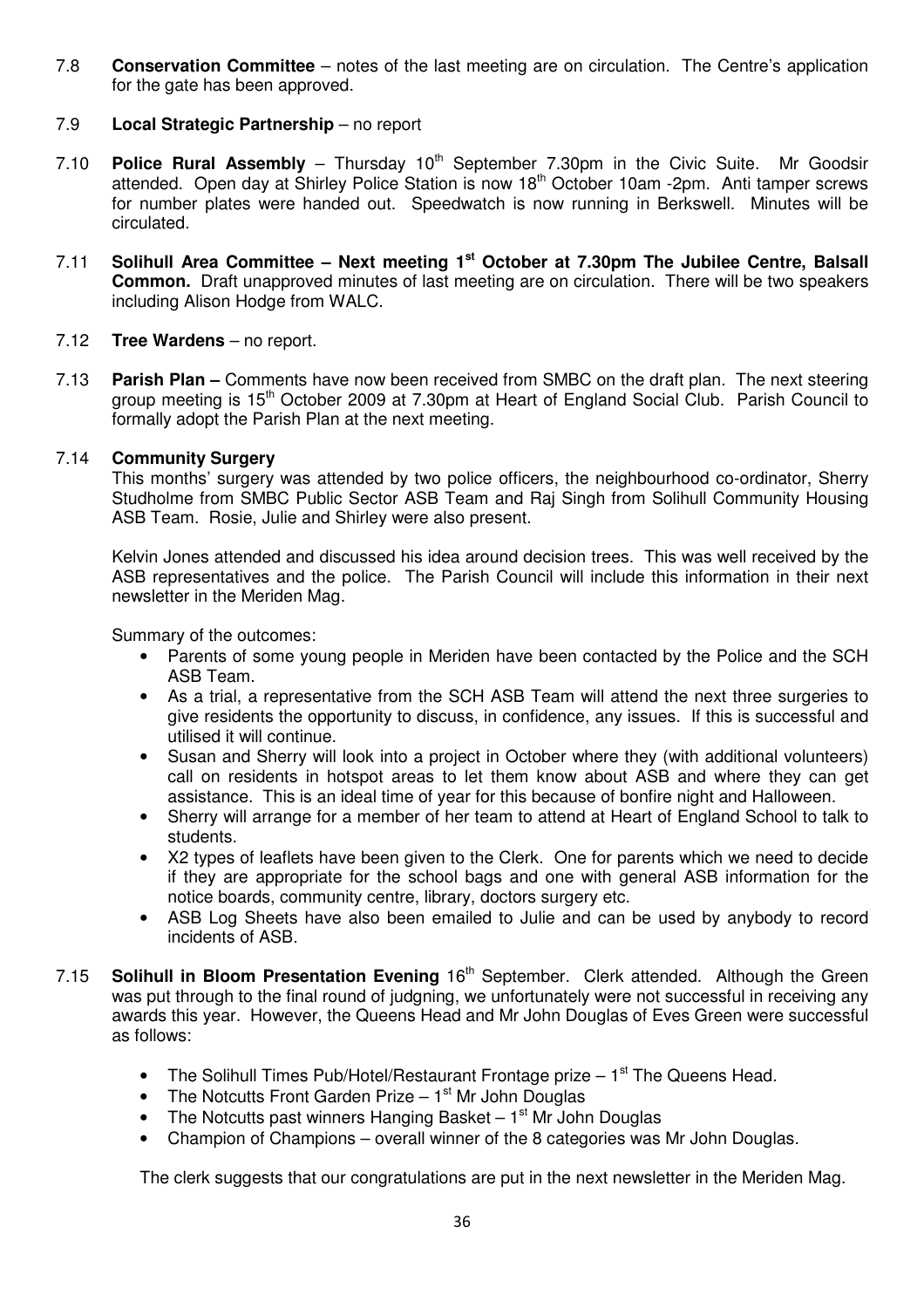7.8 **Conservation Committee** – notes of the last meeting are on circulation. The Centre's application for the gate has been approved.

7.9 **Local Strategic Partnership** – no report

7.10 **Police Rural Assembly** – Thursday 10th September 7.30pm in the Civic Suite. Mr Goodsir attended. Open day at Shirley Police Station is now 18th October 10am -2pm. Anti tamper screws for number plates were handed out. Speedwatch is now running in Berkswell. Minutes will be circulated.

7.11 **Solihull Area Committee – Next meeting 1st October at 7.30pm The Jubilee Centre, Balsall Common.** Draft unapproved minutes of last meeting are on circulation. There will be two speakers including Alison Hodge from WALC.

7.12 **Tree Wardens** – no report.

7.13 **Parish Plan –** Comments have now been received from SMBC on the draft plan. The next steering group meeting is 15th October 2009 at 7.30pm at Heart of England Social Club. Parish Council to formally adopt the Parish Plan at the next meeting.

7.14 **Community Surgery**

This months' surgery was attended by two police officers, the neighbourhood co-ordinator, Sherry Studholme from SMBC Public Sector ASB Team and Raj Singh from Solihull Community Housing ASB Team. Rosie, Julie and Shirley were also present.

Kelvin Jones attended and discussed his idea around decision trees. This was well received by the ASB representatives and the police. The Parish Council will include this information in their next newsletter in the Meriden Mag.

Summary of the outcomes:

- Parents of some young people in Meriden have been contacted by the Police and the SCH ASB Team.
- As a trial, a representative from the SCH ASB Team will attend the next three surgeries to give residents the opportunity to discuss, in confidence, any issues. If this is successful and utilised it will continue.
- Susan and Sherry will look into a project in October where they (with additional volunteers) call on residents in hotspot areas to let them know about ASB and where they can get assistance. This is an ideal time of year for this because of bonfire night and Halloween.
- Sherry will arrange for a member of her team to attend at Heart of England School to talk to students.
- X2 types of leaflets have been given to the Clerk. One for parents which we need to decide if they are appropriate for the school bags and one with general ASB information for the notice boards, community centre, library, doctors surgery etc.
- ASB Log Sheets have also been emailed to Julie and can be used by anybody to record incidents of ASB.

7.15 **Solihull in Bloom Presentation Evening** 16th September. Clerk attended. Although the Green was put through to the final round of judgning, we unfortunately were not successful in receiving any awards this year. However, the Queens Head and Mr John Douglas of Eves Green were successful as follows:

- The Solihull Times Pub/Hotel/Restaurant Frontage prize – 1st The Queens Head.
- The Notcutts Front Garden Prize – 1st Mr John Douglas
- The Notcutts past winners Hanging Basket – 1st Mr John Douglas
- Champion of Champions – overall winner of the 8 categories was Mr John Douglas.

The clerk suggests that our congratulations are put in the next newsletter in the Meriden Mag.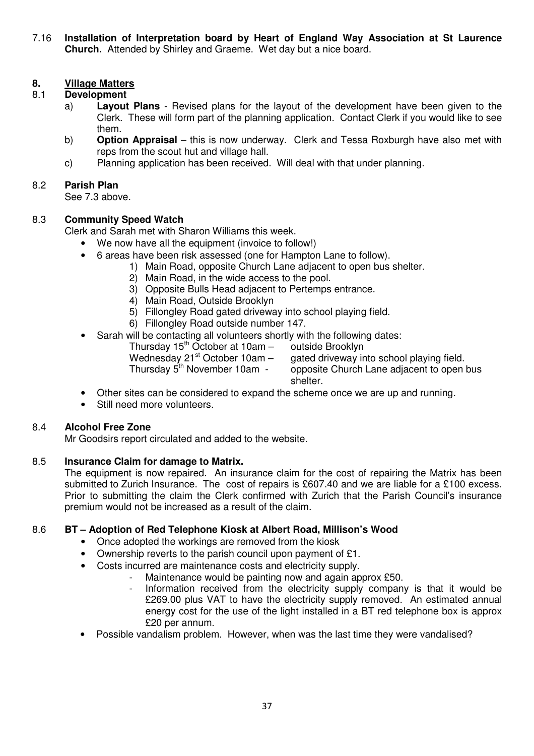7.16 **Installation of Interpretation board by Heart of England Way Association at St Laurence Church.** Attended by Shirley and Graeme. Wet day but a nice board.

## 8. Village Matters

### 8.1 Development

a) **Layout Plans** - Revised plans for the layout of the development have been given to the Clerk. These will form part of the planning application. Contact Clerk if you would like to see them.

b) **Option Appraisal** – this is now underway. Clerk and Tessa Roxburgh have also met with reps from the scout hut and village hall.

c) Planning application has been received. Will deal with that under planning.

### 8.2 Parish Plan

See 7.3 above.

### 8.3 Community Speed Watch

Clerk and Sarah met with Sharon Williams this week.

- We now have all the equipment (invoice to follow!)
- 6 areas have been risk assessed (one for Hampton Lane to follow).
    1) Main Road, opposite Church Lane adjacent to open bus shelter.
    2) Main Road, in the wide access to the pool.
    3) Opposite Bulls Head adjacent to Pertemps entrance.
    4) Main Road, Outside Brooklyn
    5) Fillongley Road gated driveway into school playing field.
    6) Fillongley Road outside number 147.
- Sarah will be contacting all volunteers shortly with the following dates:
    - Thursday 15th October at 10am – outside Brooklyn
    - Wednesday 21st October 10am – gated driveway into school playing field.
    - Thursday 5th November 10am - opposite Church Lane adjacent to open bus shelter.
- Other sites can be considered to expand the scheme once we are up and running.
- Still need more volunteers.

### 8.4 Alcohol Free Zone

Mr Goodsirs report circulated and added to the website.

### 8.5 Insurance Claim for damage to Matrix.

The equipment is now repaired. An insurance claim for the cost of repairing the Matrix has been submitted to Zurich Insurance. The cost of repairs is £607.40 and we are liable for a £100 excess. Prior to submitting the claim the Clerk confirmed with Zurich that the Parish Council's insurance premium would not be increased as a result of the claim.

### 8.6 BT – Adoption of Red Telephone Kiosk at Albert Road, Millison's Wood

- Once adopted the workings are removed from the kiosk
- Ownership reverts to the parish council upon payment of £1.
- Costs incurred are maintenance costs and electricity supply.
    - Maintenance would be painting now and again approx £50.
    - Information received from the electricity supply company is that it would be £269.00 plus VAT to have the electricity supply removed. An estimated annual energy cost for the use of the light installed in a BT red telephone box is approx £20 per annum.
- Possible vandalism problem. However, when was the last time they were vandalised?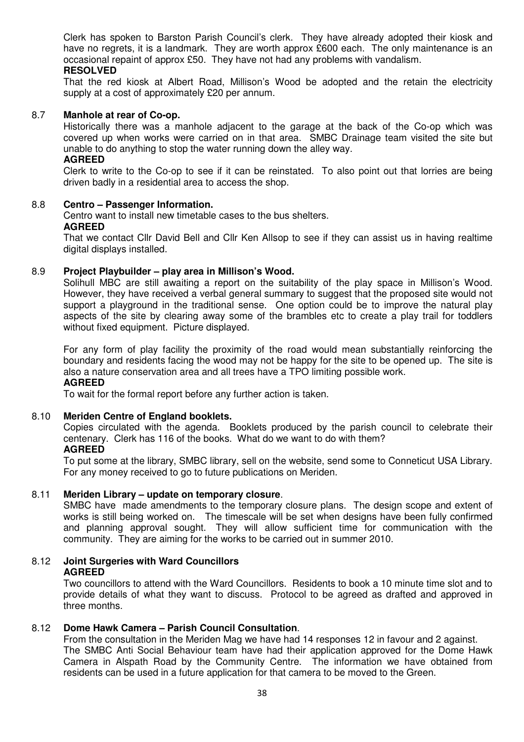Clerk has spoken to Barston Parish Council's clerk. They have already adopted their kiosk and have no regrets, it is a landmark. They are worth approx £600 each. The only maintenance is an occasional repaint of approx £50. They have not had any problems with vandalism.

**RESOLVED**

That the red kiosk at Albert Road, Millison's Wood be adopted and the retain the electricity supply at a cost of approximately £20 per annum.

### 8.7 **Manhole at rear of Co-op.**

Historically there was a manhole adjacent to the garage at the back of the Co-op which was covered up when works were carried on in that area. SMBC Drainage team visited the site but unable to do anything to stop the water running down the alley way.

**AGREED**

Clerk to write to the Co-op to see if it can be reinstated. To also point out that lorries are being driven badly in a residential area to access the shop.

### 8.8 **Centro – Passenger Information.**

Centro want to install new timetable cases to the bus shelters.

**AGREED**

That we contact Cllr David Bell and Cllr Ken Allsop to see if they can assist us in having realtime digital displays installed.

### 8.9 **Project Playbuilder – play area in Millison's Wood.**

Solihull MBC are still awaiting a report on the suitability of the play space in Millison's Wood. However, they have received a verbal general summary to suggest that the proposed site would not support a playground in the traditional sense. One option could be to improve the natural play aspects of the site by clearing away some of the brambles etc to create a play trail for toddlers without fixed equipment. Picture displayed.

For any form of play facility the proximity of the road would mean substantially reinforcing the boundary and residents facing the wood may not be happy for the site to be opened up. The site is also a nature conservation area and all trees have a TPO limiting possible work.

**AGREED**

To wait for the formal report before any further action is taken.

### 8.10 **Meriden Centre of England booklets.**

Copies circulated with the agenda. Booklets produced by the parish council to celebrate their centenary. Clerk has 116 of the books. What do we want to do with them?

**AGREED**

To put some at the library, SMBC library, sell on the website, send some to Conneticut USA Library. For any money received to go to future publications on Meriden.

### 8.11 **Meriden Library – update on temporary closure**.

SMBC have made amendments to the temporary closure plans. The design scope and extent of works is still being worked on. The timescale will be set when designs have been fully confirmed and planning approval sought. They will allow sufficient time for communication with the community. They are aiming for the works to be carried out in summer 2010.

### 8.12 **Joint Surgeries with Ward Councillors**

**AGREED**

Two councillors to attend with the Ward Councillors. Residents to book a 10 minute time slot and to provide details of what they want to discuss. Protocol to be agreed as drafted and approved in three months.

### 8.12 **Dome Hawk Camera – Parish Council Consultation**.

From the consultation in the Meriden Mag we have had 14 responses 12 in favour and 2 against. The SMBC Anti Social Behaviour team have had their application approved for the Dome Hawk Camera in Alspath Road by the Community Centre. The information we have obtained from residents can be used in a future application for that camera to be moved to the Green.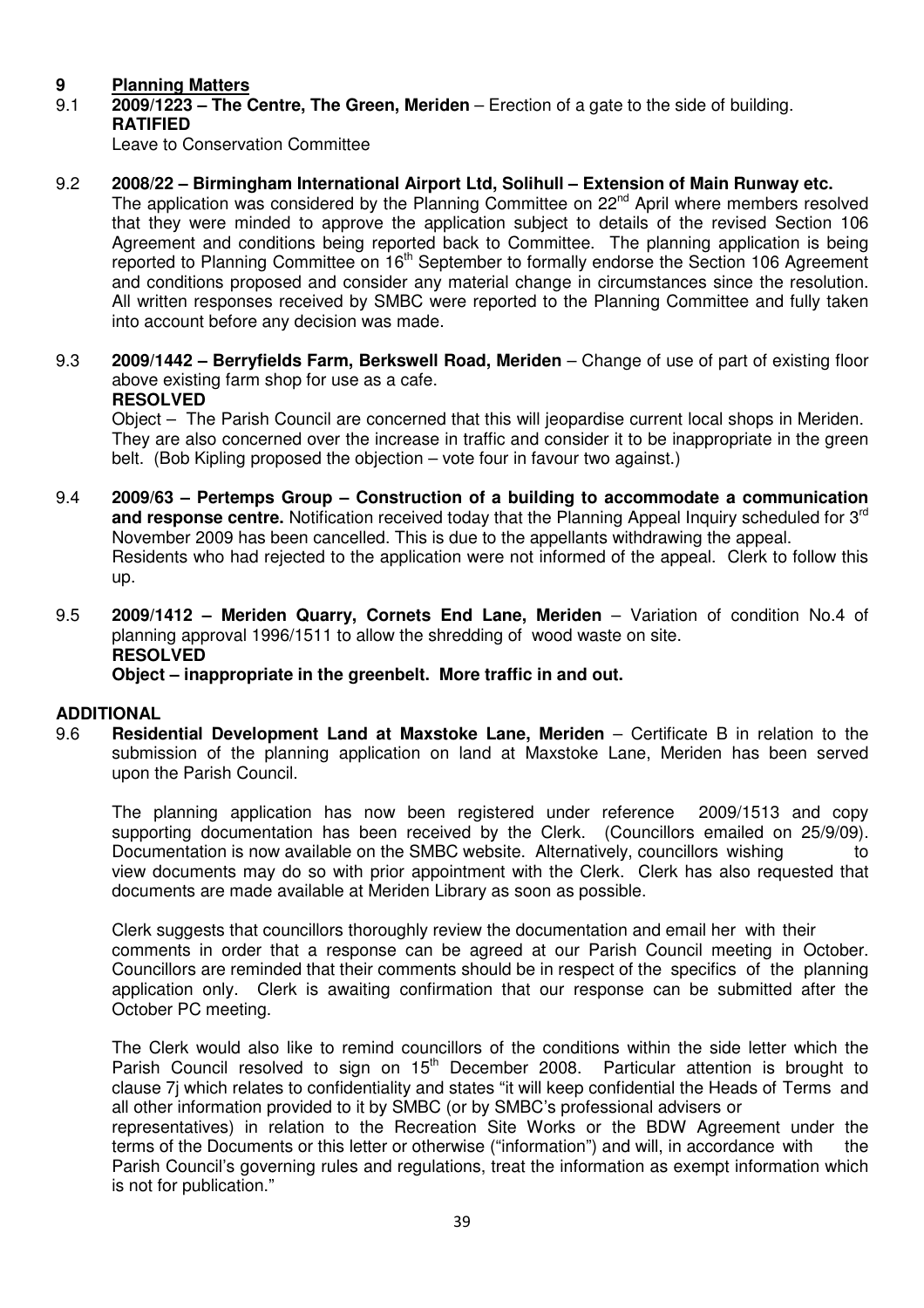# 9 Planning Matters

9.1 **2009/1223 – The Centre, The Green, Meriden** – Erection of a gate to the side of building.
**RATIFIED**
Leave to Conservation Committee

9.2 **2008/22 – Birmingham International Airport Ltd, Solihull – Extension of Main Runway etc.**
The application was considered by the Planning Committee on 22nd April where members resolved that they were minded to approve the application subject to details of the revised Section 106 Agreement and conditions being reported back to Committee. The planning application is being reported to Planning Committee on 16th September to formally endorse the Section 106 Agreement and conditions proposed and consider any material change in circumstances since the resolution. All written responses received by SMBC were reported to the Planning Committee and fully taken into account before any decision was made.

9.3 **2009/1442 – Berryfields Farm, Berkswell Road, Meriden** – Change of use of part of existing floor above existing farm shop for use as a cafe.
**RESOLVED**
Object – The Parish Council are concerned that this will jeopardise current local shops in Meriden. They are also concerned over the increase in traffic and consider it to be inappropriate in the green belt. (Bob Kipling proposed the objection – vote four in favour two against.)

9.4 **2009/63 – Pertemps Group – Construction of a building to accommodate a communication and response centre.** Notification received today that the Planning Appeal Inquiry scheduled for 3rd November 2009 has been cancelled. This is due to the appellants withdrawing the appeal.
Residents who had rejected to the application were not informed of the appeal. Clerk to follow this up.

9.5 **2009/1412 – Meriden Quarry, Cornets End Lane, Meriden** – Variation of condition No.4 of planning approval 1996/1511 to allow the shredding of wood waste on site.
**RESOLVED**
**Object – inappropriate in the greenbelt. More traffic in and out.**

**ADDITIONAL**

9.6 **Residential Development Land at Maxstoke Lane, Meriden** – Certificate B in relation to the submission of the planning application on land at Maxstoke Lane, Meriden has been served upon the Parish Council.

The planning application has now been registered under reference 2009/1513 and copy supporting documentation has been received by the Clerk. (Councillors emailed on 25/9/09). Documentation is now available on the SMBC website. Alternatively, councillors wishing to view documents may do so with prior appointment with the Clerk. Clerk has also requested that documents are made available at Meriden Library as soon as possible.

Clerk suggests that councillors thoroughly review the documentation and email her with their comments in order that a response can be agreed at our Parish Council meeting in October. Councillors are reminded that their comments should be in respect of the specifics of the planning application only. Clerk is awaiting confirmation that our response can be submitted after the October PC meeting.

The Clerk would also like to remind councillors of the conditions within the side letter which the Parish Council resolved to sign on 15th December 2008. Particular attention is brought to clause 7j which relates to confidentiality and states "it will keep confidential the Heads of Terms and all other information provided to it by SMBC (or by SMBC's professional advisers or representatives) in relation to the Recreation Site Works or the BDW Agreement under the terms of the Documents or this letter or otherwise ("information") and will, in accordance with the Parish Council's governing rules and regulations, treat the information as exempt information which is not for publication."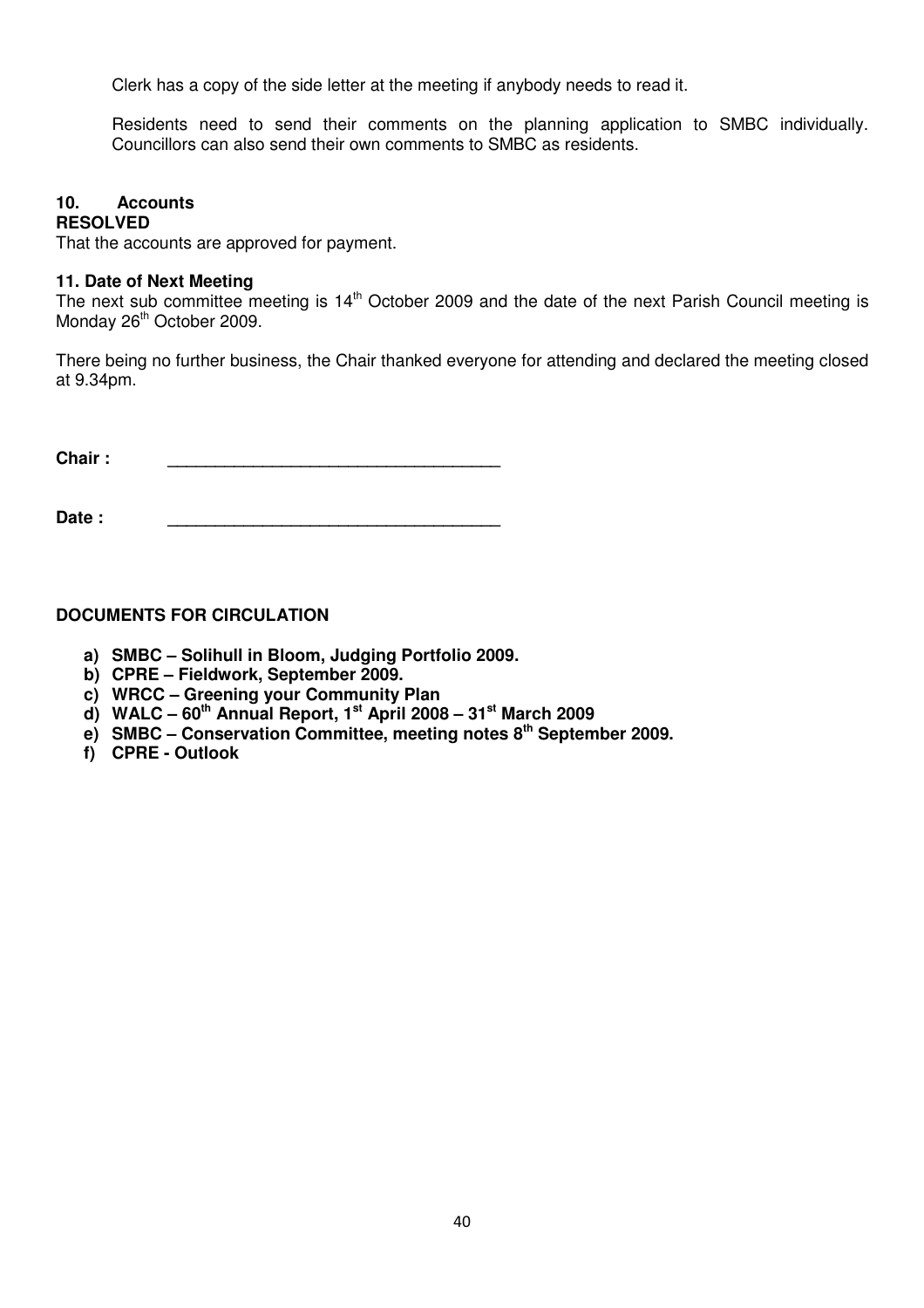Clerk has a copy of the side letter at the meeting if anybody needs to read it.

Residents need to send their comments on the planning application to SMBC individually. Councillors can also send their own comments to SMBC as residents.

**10. Accounts**

**RESOLVED**

That the accounts are approved for payment.

**11. Date of Next Meeting**

The next sub committee meeting is 14th October 2009 and the date of the next Parish Council meeting is Monday 26th October 2009.

There being no further business, the Chair thanked everyone for attending and declared the meeting closed at 9.34pm.

**Chair :** ___________________________________

**Date :** ___________________________________

**DOCUMENTS FOR CIRCULATION**

**a) SMBC – Solihull in Bloom, Judging Portfolio 2009.**
**b) CPRE – Fieldwork, September 2009.**
**c) WRCC – Greening your Community Plan**
**d) WALC – 60th Annual Report, 1st April 2008 – 31st March 2009**
**e) SMBC – Conservation Committee, meeting notes 8th September 2009.**
**f) CPRE - Outlook**